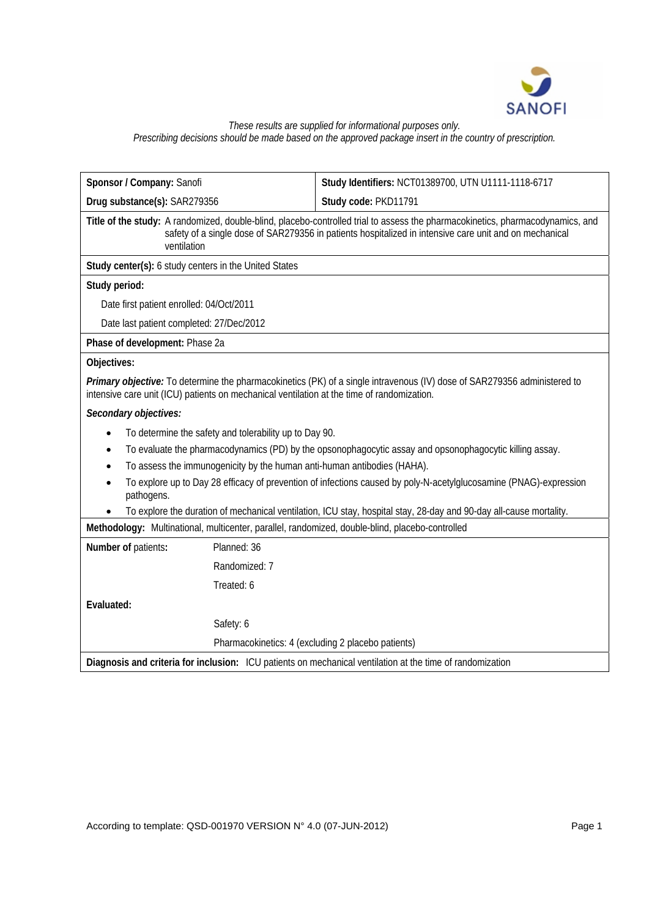*These results are supplied for informational purposes only.*
*Prescribing decisions should be made based on the approved package insert in the country of prescription.*

| **Sponsor / Company:** Sanofi | **Study Identifiers:** NCT01389700, UTN U1111-1118-6717 |
|---|---|
| **Drug substance(s):** SAR279356 | **Study code:** PKD11791 |

**Title of the study:** A randomized, double-blind, placebo-controlled trial to assess the pharmacokinetics, pharmacodynamics, and safety of a single dose of SAR279356 in patients hospitalized in intensive care unit and on mechanical ventilation

**Study center(s):** 6 study centers in the United States

**Study period:**

Date first patient enrolled: 04/Oct/2011

Date last patient completed: 27/Dec/2012

**Phase of development:** Phase 2a

**Objectives:**

***Primary objective:*** To determine the pharmacokinetics (PK) of a single intravenous (IV) dose of SAR279356 administered to intensive care unit (ICU) patients on mechanical ventilation at the time of randomization.

***Secondary objectives:***

- To determine the safety and tolerability up to Day 90.
- To evaluate the pharmacodynamics (PD) by the opsonophagocytic assay and opsonophagocytic killing assay.
- To assess the immunogenicity by the human anti-human antibodies (HAHA).
- To explore up to Day 28 efficacy of prevention of infections caused by poly-N-acetylglucosamine (PNAG)-expression pathogens.
- To explore the duration of mechanical ventilation, ICU stay, hospital stay, 28-day and 90-day all-cause mortality.

**Methodology:** Multinational, multicenter, parallel, randomized, double-blind, placebo-controlled

| **Number of** patients**:** | Planned: 36 |
|---|---|
| | Randomized: 7 |
| | Treated: 6 |
| **Evaluated:** | |
| | Safety: 6 |
| | Pharmacokinetics: 4 (excluding 2 placebo patients) |

**Diagnosis and criteria for inclusion:** ICU patients on mechanical ventilation at the time of randomization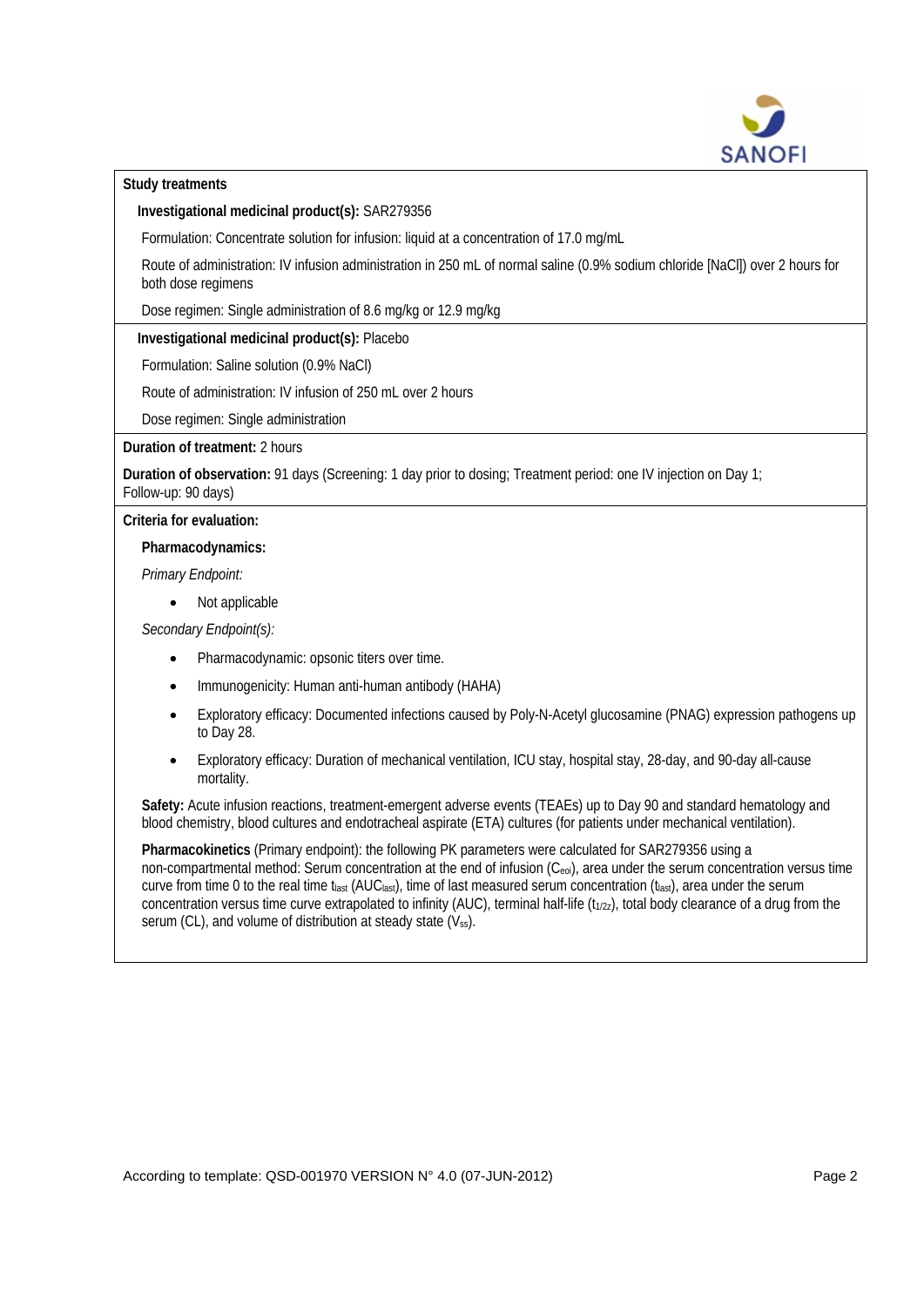**Study treatments**

**Investigational medicinal product(s):** SAR279356

Formulation: Concentrate solution for infusion: liquid at a concentration of 17.0 mg/mL

Route of administration: IV infusion administration in 250 mL of normal saline (0.9% sodium chloride [NaCl]) over 2 hours for both dose regimens

Dose regimen: Single administration of 8.6 mg/kg or 12.9 mg/kg

**Investigational medicinal product(s):** Placebo

Formulation: Saline solution (0.9% NaCl)

Route of administration: IV infusion of 250 mL over 2 hours

Dose regimen: Single administration

**Duration of treatment:** 2 hours

**Duration of observation:** 91 days (Screening: 1 day prior to dosing; Treatment period: one IV injection on Day 1; Follow-up: 90 days)

**Criteria for evaluation:**

**Pharmacodynamics:**

*Primary Endpoint:*

- Not applicable

*Secondary Endpoint(s):*

- Pharmacodynamic: opsonic titers over time.
- Immunogenicity: Human anti-human antibody (HAHA)
- Exploratory efficacy: Documented infections caused by Poly-N-Acetyl glucosamine (PNAG) expression pathogens up to Day 28.
- Exploratory efficacy: Duration of mechanical ventilation, ICU stay, hospital stay, 28-day, and 90-day all-cause mortality.

**Safety:** Acute infusion reactions, treatment-emergent adverse events (TEAEs) up to Day 90 and standard hematology and blood chemistry, blood cultures and endotracheal aspirate (ETA) cultures (for patients under mechanical ventilation).

**Pharmacokinetics** (Primary endpoint): the following PK parameters were calculated for SAR279356 using a non-compartmental method: Serum concentration at the end of infusion ($C_{eoi}$), area under the serum concentration versus time curve from time 0 to the real time $t_{last}$ ($AUC_{last}$), time of last measured serum concentration ($t_{last}$), area under the serum concentration versus time curve extrapolated to infinity (AUC), terminal half-life ($t_{1/2z}$), total body clearance of a drug from the serum (CL), and volume of distribution at steady state ($V_{ss}$).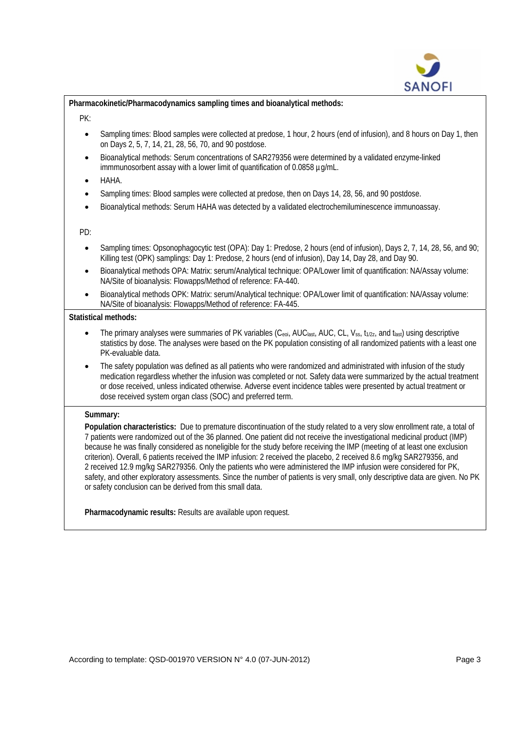**Pharmacokinetic/Pharmacodynamics sampling times and bioanalytical methods:**

PK:

- Sampling times: Blood samples were collected at predose, 1 hour, 2 hours (end of infusion), and 8 hours on Day 1, then on Days 2, 5, 7, 14, 21, 28, 56, 70, and 90 postdose.
- Bioanalytical methods: Serum concentrations of SAR279356 were determined by a validated enzyme-linked immmunosorbent assay with a lower limit of quantification of 0.0858 µg/mL.
- HAHA.
- Sampling times: Blood samples were collected at predose, then on Days 14, 28, 56, and 90 postdose.
- Bioanalytical methods: Serum HAHA was detected by a validated electrochemiluminescence immunoassay.

PD:

- Sampling times: Opsonophagocytic test (OPA): Day 1: Predose, 2 hours (end of infusion), Days 2, 7, 14, 28, 56, and 90; Killing test (OPK) samplings: Day 1: Predose, 2 hours (end of infusion), Day 14, Day 28, and Day 90.
- Bioanalytical methods OPA: Matrix: serum/Analytical technique: OPA/Lower limit of quantification: NA/Assay volume: NA/Site of bioanalysis: Flowapps/Method of reference: FA-440.
- Bioanalytical methods OPK: Matrix: serum/Analytical technique: OPA/Lower limit of quantification: NA/Assay volume: NA/Site of bioanalysis: Flowapps/Method of reference: FA-445.

**Statistical methods:**

- The primary analyses were summaries of PK variables ($C_{eoi}$, $AUC_{last}$, AUC, CL, $V_{ss}$, $t_{1/2z}$, and $t_{last}$) using descriptive statistics by dose. The analyses were based on the PK population consisting of all randomized patients with a least one PK-evaluable data.
- The safety population was defined as all patients who were randomized and administrated with infusion of the study medication regardless whether the infusion was completed or not. Safety data were summarized by the actual treatment or dose received, unless indicated otherwise. Adverse event incidence tables were presented by actual treatment or dose received system organ class (SOC) and preferred term.

**Summary:**

**Population characteristics:** Due to premature discontinuation of the study related to a very slow enrollment rate, a total of 7 patients were randomized out of the 36 planned. One patient did not receive the investigational medicinal product (IMP) because he was finally considered as noneligible for the study before receiving the IMP (meeting of at least one exclusion criterion). Overall, 6 patients received the IMP infusion: 2 received the placebo, 2 received 8.6 mg/kg SAR279356, and 2 received 12.9 mg/kg SAR279356. Only the patients who were administered the IMP infusion were considered for PK, safety, and other exploratory assessments. Since the number of patients is very small, only descriptive data are given. No PK or safety conclusion can be derived from this small data.

**Pharmacodynamic results:** Results are available upon request.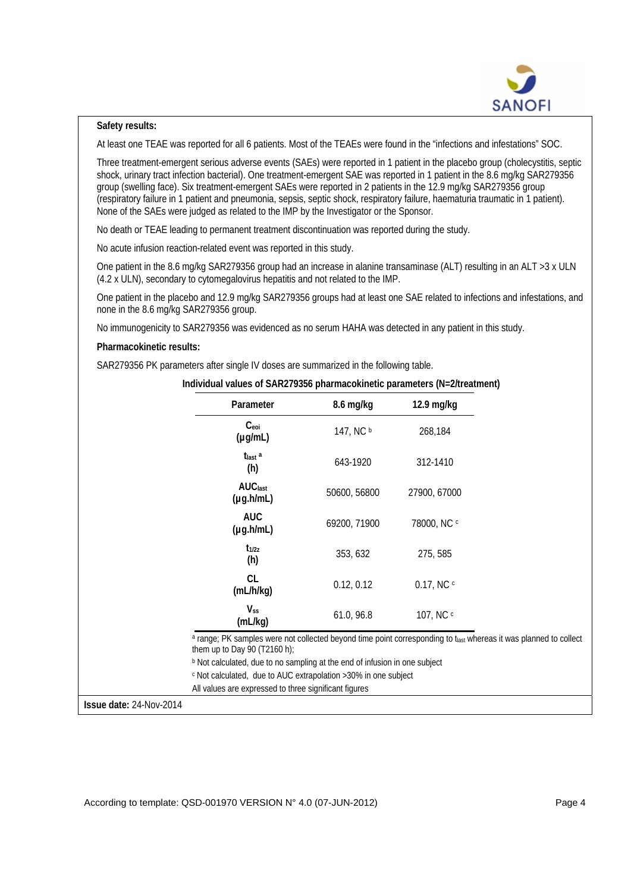**Safety results:**

At least one TEAE was reported for all 6 patients. Most of the TEAEs were found in the "infections and infestations" SOC.

Three treatment-emergent serious adverse events (SAEs) were reported in 1 patient in the placebo group (cholecystitis, septic shock, urinary tract infection bacterial). One treatment-emergent SAE was reported in 1 patient in the 8.6 mg/kg SAR279356 group (swelling face). Six treatment-emergent SAEs were reported in 2 patients in the 12.9 mg/kg SAR279356 group (respiratory failure in 1 patient and pneumonia, sepsis, septic shock, respiratory failure, haematuria traumatic in 1 patient). None of the SAEs were judged as related to the IMP by the Investigator or the Sponsor.

No death or TEAE leading to permanent treatment discontinuation was reported during the study.

No acute infusion reaction-related event was reported in this study.

One patient in the 8.6 mg/kg SAR279356 group had an increase in alanine transaminase (ALT) resulting in an ALT >3 x ULN (4.2 x ULN), secondary to cytomegalovirus hepatitis and not related to the IMP.

One patient in the placebo and 12.9 mg/kg SAR279356 groups had at least one SAE related to infections and infestations, and none in the 8.6 mg/kg SAR279356 group.

No immunogenicity to SAR279356 was evidenced as no serum HAHA was detected in any patient in this study.

**Pharmacokinetic results:**

SAR279356 PK parameters after single IV doses are summarized in the following table.

**Individual values of SAR279356 pharmacokinetic parameters (N=2/treatment)**

| Parameter | 8.6 mg/kg | 12.9 mg/kg |
|---|---|---|
| $C_{eoi}$ (µg/mL) | 147, NC [b] | 268,184 |
| $t_{last}$ [a] (h) | 643-1920 | 312-1410 |
| $AUC_{last}$ (µg.h/mL) | 50600, 56800 | 27900, 67000 |
| AUC (µg.h/mL) | 69200, 71900 | 78000, NC [c] |
| $t_{1/2z}$ (h) | 353, 632 | 275, 585 |
| CL (mL/h/kg) | 0.12, 0.12 | 0.17, NC [c] |
| $V_{ss}$ (mL/kg) | 61.0, 96.8 | 107, NC [c] |

[a] range; PK samples were not collected beyond time point corresponding to $t_{last}$ whereas it was planned to collect them up to Day 90 (T2160 h);

[b] Not calculated, due to no sampling at the end of infusion in one subject

[c] Not calculated, due to AUC extrapolation >30% in one subject

All values are expressed to three significant figures

**Issue date:** 24-Nov-2014